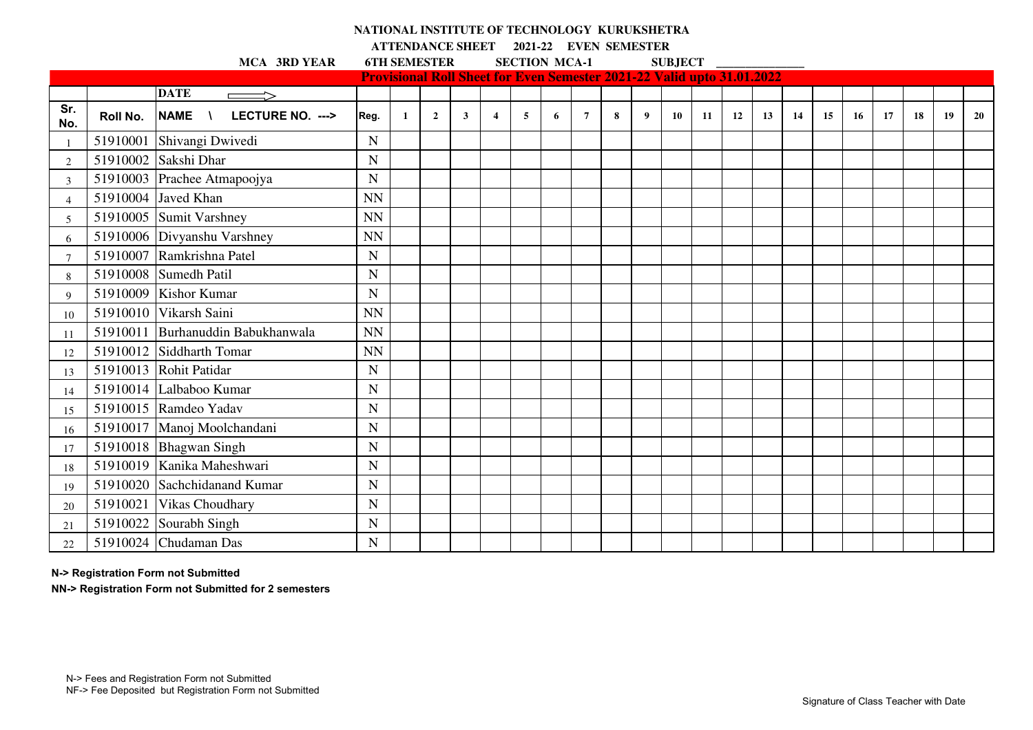# NATIONAL INSTITUTE OF TECHNOLOGY KURUKSHETRA

**ATTENDANCE SHEET 2021-22 EVEN SEMESTER**

**MCA 3RD YEAR    6TH SEMESTER    SECTION MCA-1    SUBJECT ______________**

**Provisional Roll Sheet for Even Semester 2021-22 Valid upto 31.01.2022**

| | | DATE ⟹ | | | | | | | | | | | | | | | | | | | | | |
|---|---|---|---|---|---|---|---|---|---|---|---|---|---|---|---|---|---|---|---|---|---|---|---|
| **Sr. No.** | **Roll No.** | **NAME \ LECTURE NO. --->** | **Reg.** | **1** | **2** | **3** | **4** | **5** | **6** | **7** | **8** | **9** | **10** | **11** | **12** | **13** | **14** | **15** | **16** | **17** | **18** | **19** | **20** |
| 1 | 51910001 | Shivangi Dwivedi | N | | | | | | | | | | | | | | | | | | | | |
| 2 | 51910002 | Sakshi Dhar | N | | | | | | | | | | | | | | | | | | | | |
| 3 | 51910003 | Prachee Atmapoojya | N | | | | | | | | | | | | | | | | | | | | |
| 4 | 51910004 | Javed Khan | NN | | | | | | | | | | | | | | | | | | | | |
| 5 | 51910005 | Sumit Varshney | NN | | | | | | | | | | | | | | | | | | | | |
| 6 | 51910006 | Divyanshu Varshney | NN | | | | | | | | | | | | | | | | | | | | |
| 7 | 51910007 | Ramkrishna Patel | N | | | | | | | | | | | | | | | | | | | | |
| 8 | 51910008 | Sumedh Patil | N | | | | | | | | | | | | | | | | | | | | |
| 9 | 51910009 | Kishor Kumar | N | | | | | | | | | | | | | | | | | | | | |
| 10 | 51910010 | Vikarsh Saini | NN | | | | | | | | | | | | | | | | | | | | |
| 11 | 51910011 | Burhanuddin Babukhanwala | NN | | | | | | | | | | | | | | | | | | | | |
| 12 | 51910012 | Siddharth Tomar | NN | | | | | | | | | | | | | | | | | | | | |
| 13 | 51910013 | Rohit Patidar | N | | | | | | | | | | | | | | | | | | | | |
| 14 | 51910014 | Lalbaboo Kumar | N | | | | | | | | | | | | | | | | | | | | |
| 15 | 51910015 | Ramdeo Yadav | N | | | | | | | | | | | | | | | | | | | | |
| 16 | 51910017 | Manoj Moolchandani | N | | | | | | | | | | | | | | | | | | | | |
| 17 | 51910018 | Bhagwan Singh | N | | | | | | | | | | | | | | | | | | | | |
| 18 | 51910019 | Kanika Maheshwari | N | | | | | | | | | | | | | | | | | | | | |
| 19 | 51910020 | Sachchidanand Kumar | N | | | | | | | | | | | | | | | | | | | | |
| 20 | 51910021 | Vikas Choudhary | N | | | | | | | | | | | | | | | | | | | | |
| 21 | 51910022 | Sourabh Singh | N | | | | | | | | | | | | | | | | | | | | |
| 22 | 51910024 | Chudaman Das | N | | | | | | | | | | | | | | | | | | | | |

**N-> Registration Form not Submitted**

**NN-> Registration Form not Submitted for 2 semesters**

N-> Fees and Registration Form not Submitted

NF-> Fee Deposited but Registration Form not Submitted

Signature of Class Teacher with Date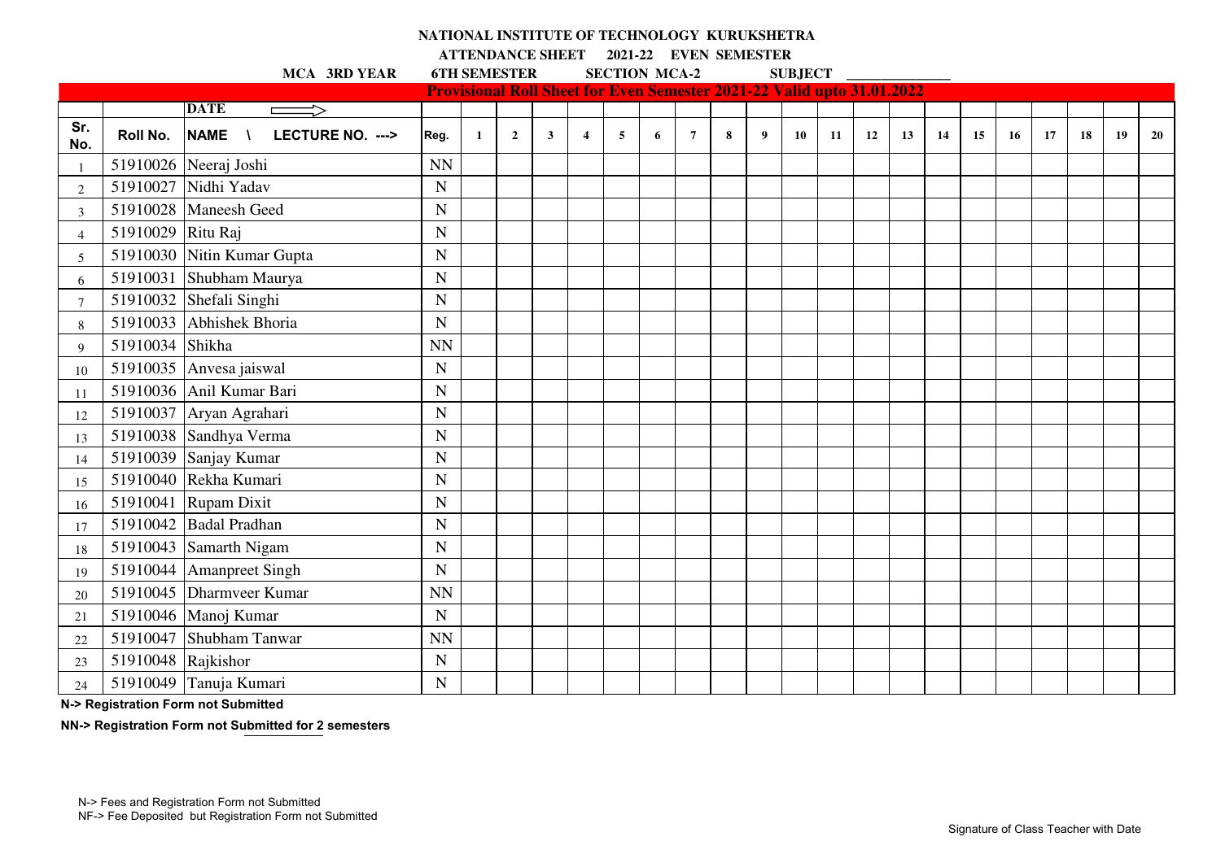**NATIONAL INSTITUTE OF TECHNOLOGY KURUKSHETRA**

**ATTENDANCE SHEET 2021-22 EVEN SEMESTER**

**MCA 3RD YEAR 6TH SEMESTER SECTION MCA-2 SUBJECT \_\_\_\_\_\_\_\_\_\_\_\_\_\_**

**Provisional Roll Sheet for Even Semester 2021-22 Valid upto 31.01.2022**

| | | DATE ⟹ | | | | | | | | | | | | | | | | | | | | | | |
|---|---|---|---|---|---|---|---|---|---|---|---|---|---|---|---|---|---|---|---|---|---|---|---|---|
| Sr. No. | Roll No. | NAME \ LECTURE NO. ---> | Reg. | 1 | 2 | 3 | 4 | 5 | 6 | 7 | 8 | 9 | 10 | 11 | 12 | 13 | 14 | 15 | 16 | 17 | 18 | 19 | 20 |
| 1 | 51910026 | Neeraj Joshi | NN | | | | | | | | | | | | | | | | | | | | |
| 2 | 51910027 | Nidhi Yadav | N | | | | | | | | | | | | | | | | | | | | |
| 3 | 51910028 | Maneesh Geed | N | | | | | | | | | | | | | | | | | | | | |
| 4 | 51910029 | Ritu Raj | N | | | | | | | | | | | | | | | | | | | | |
| 5 | 51910030 | Nitin Kumar Gupta | N | | | | | | | | | | | | | | | | | | | | |
| 6 | 51910031 | Shubham Maurya | N | | | | | | | | | | | | | | | | | | | | |
| 7 | 51910032 | Shefali Singhi | N | | | | | | | | | | | | | | | | | | | | |
| 8 | 51910033 | Abhishek Bhoria | N | | | | | | | | | | | | | | | | | | | | |
| 9 | 51910034 | Shikha | NN | | | | | | | | | | | | | | | | | | | | |
| 10 | 51910035 | Anvesa jaiswal | N | | | | | | | | | | | | | | | | | | | | |
| 11 | 51910036 | Anil Kumar Bari | N | | | | | | | | | | | | | | | | | | | | |
| 12 | 51910037 | Aryan Agrahari | N | | | | | | | | | | | | | | | | | | | | |
| 13 | 51910038 | Sandhya Verma | N | | | | | | | | | | | | | | | | | | | | |
| 14 | 51910039 | Sanjay Kumar | N | | | | | | | | | | | | | | | | | | | | |
| 15 | 51910040 | Rekha Kumari | N | | | | | | | | | | | | | | | | | | | | |
| 16 | 51910041 | Rupam Dixit | N | | | | | | | | | | | | | | | | | | | | |
| 17 | 51910042 | Badal Pradhan | N | | | | | | | | | | | | | | | | | | | | |
| 18 | 51910043 | Samarth Nigam | N | | | | | | | | | | | | | | | | | | | | |
| 19 | 51910044 | Amanpreet Singh | N | | | | | | | | | | | | | | | | | | | | |
| 20 | 51910045 | Dharmveer Kumar | NN | | | | | | | | | | | | | | | | | | | | |
| 21 | 51910046 | Manoj Kumar | N | | | | | | | | | | | | | | | | | | | | |
| 22 | 51910047 | Shubham Tanwar | NN | | | | | | | | | | | | | | | | | | | | |
| 23 | 51910048 | Rajkishor | N | | | | | | | | | | | | | | | | | | | | |
| 24 | 51910049 | Tanuja Kumari | N | | | | | | | | | | | | | | | | | | | | |

**N-> Registration Form not Submitted**

**NN-> Registration Form not Submitted for 2 semesters**

N-> Fees and Registration Form not Submitted

NF-> Fee Deposited but Registration Form not Submitted

Signature of Class Teacher with Date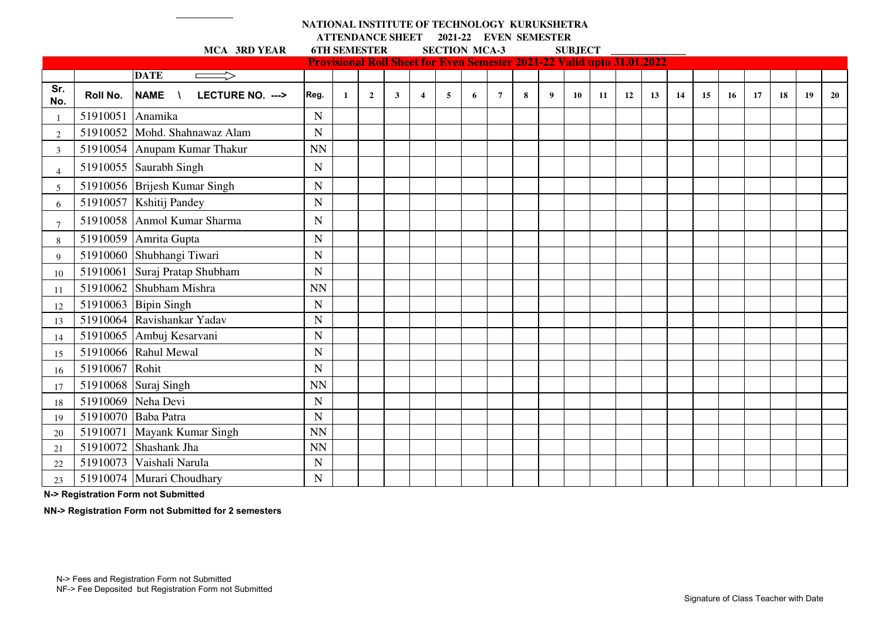**NATIONAL INSTITUTE OF TECHNOLOGY KURUKSHETRA**

**ATTENDANCE SHEET 2021-22 EVEN SEMESTER**

**MCA 3RD YEAR 6TH SEMESTER SECTION MCA-3 SUBJECT ______________**

**Provisional Roll Sheet for Even Semester 2021-22 Valid upto 31.01.2022**

| | | DATE ⟹ | | | | | | | | | | | | | | | | | | | | | |
|---|---|---|---|---|---|---|---|---|---|---|---|---|---|---|---|---|---|---|---|---|---|---|---|
| Sr. No. | Roll No. | NAME \ LECTURE NO. ---> | Reg. | 1 | 2 | 3 | 4 | 5 | 6 | 7 | 8 | 9 | 10 | 11 | 12 | 13 | 14 | 15 | 16 | 17 | 18 | 19 | 20 |
| 1 | 51910051 | Anamika | N | | | | | | | | | | | | | | | | | | | | |
| 2 | 51910052 | Mohd. Shahnawaz Alam | N | | | | | | | | | | | | | | | | | | | | |
| 3 | 51910054 | Anupam Kumar Thakur | NN | | | | | | | | | | | | | | | | | | | | |
| 4 | 51910055 | Saurabh Singh | N | | | | | | | | | | | | | | | | | | | | |
| 5 | 51910056 | Brijesh Kumar Singh | N | | | | | | | | | | | | | | | | | | | | |
| 6 | 51910057 | Kshitij Pandey | N | | | | | | | | | | | | | | | | | | | | |
| 7 | 51910058 | Anmol Kumar Sharma | N | | | | | | | | | | | | | | | | | | | | |
| 8 | 51910059 | Amrita Gupta | N | | | | | | | | | | | | | | | | | | | | |
| 9 | 51910060 | Shubhangi Tiwari | N | | | | | | | | | | | | | | | | | | | | |
| 10 | 51910061 | Suraj Pratap Shubham | N | | | | | | | | | | | | | | | | | | | | |
| 11 | 51910062 | Shubham Mishra | NN | | | | | | | | | | | | | | | | | | | | |
| 12 | 51910063 | Bipin Singh | N | | | | | | | | | | | | | | | | | | | | |
| 13 | 51910064 | Ravishankar Yadav | N | | | | | | | | | | | | | | | | | | | | |
| 14 | 51910065 | Ambuj Kesarvani | N | | | | | | | | | | | | | | | | | | | | |
| 15 | 51910066 | Rahul Mewal | N | | | | | | | | | | | | | | | | | | | | |
| 16 | 51910067 | Rohit | N | | | | | | | | | | | | | | | | | | | | |
| 17 | 51910068 | Suraj Singh | NN | | | | | | | | | | | | | | | | | | | | |
| 18 | 51910069 | Neha Devi | N | | | | | | | | | | | | | | | | | | | | |
| 19 | 51910070 | Baba Patra | N | | | | | | | | | | | | | | | | | | | | |
| 20 | 51910071 | Mayank Kumar Singh | NN | | | | | | | | | | | | | | | | | | | | |
| 21 | 51910072 | Shashank Jha | NN | | | | | | | | | | | | | | | | | | | | |
| 22 | 51910073 | Vaishali Narula | N | | | | | | | | | | | | | | | | | | | | |
| 23 | 51910074 | Murari Choudhary | N | | | | | | | | | | | | | | | | | | | | |

**N-> Registration Form not Submitted**

**NN-> Registration Form not Submitted for 2 semesters**

N-> Fees and Registration Form not Submitted
NF-> Fee Deposited but Registration Form not Submitted

Signature of Class Teacher with Date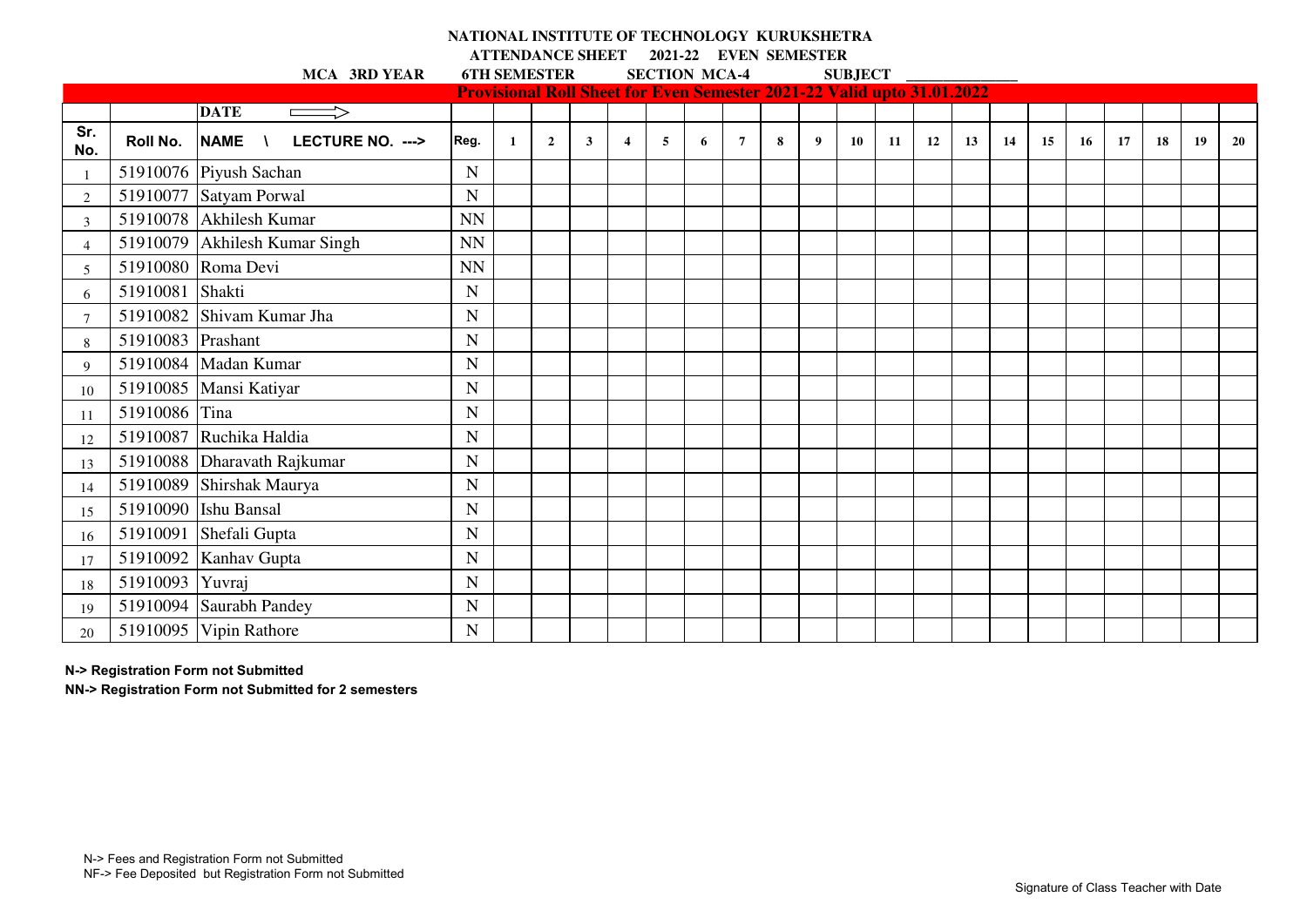**NATIONAL INSTITUTE OF TECHNOLOGY KURUKSHETRA**

**ATTENDANCE SHEET 2021-22 EVEN SEMESTER**

**MCA 3RD YEAR 6TH SEMESTER SECTION MCA-4 SUBJECT \_\_\_\_\_\_\_\_\_\_\_\_\_\_**

**Provisional Roll Sheet for Even Semester 2021-22 Valid upto 31.01.2022**

| | | DATE ⟹ | | | | | | | | | | | | | | | | | | | | | |
|---|---|---|---|---|---|---|---|---|---|---|---|---|---|---|---|---|---|---|---|---|---|---|---|
| **Sr. No.** | **Roll No.** | **NAME \ LECTURE NO. --->** | **Reg.** | **1** | **2** | **3** | **4** | **5** | **6** | **7** | **8** | **9** | **10** | **11** | **12** | **13** | **14** | **15** | **16** | **17** | **18** | **19** | **20** |
| 1 | 51910076 | Piyush Sachan | N | | | | | | | | | | | | | | | | | | | | |
| 2 | 51910077 | Satyam Porwal | N | | | | | | | | | | | | | | | | | | | | |
| 3 | 51910078 | Akhilesh Kumar | NN | | | | | | | | | | | | | | | | | | | | |
| 4 | 51910079 | Akhilesh Kumar Singh | NN | | | | | | | | | | | | | | | | | | | | |
| 5 | 51910080 | Roma Devi | NN | | | | | | | | | | | | | | | | | | | | |
| 6 | 51910081 | Shakti | N | | | | | | | | | | | | | | | | | | | | |
| 7 | 51910082 | Shivam Kumar Jha | N | | | | | | | | | | | | | | | | | | | | |
| 8 | 51910083 | Prashant | N | | | | | | | | | | | | | | | | | | | | |
| 9 | 51910084 | Madan Kumar | N | | | | | | | | | | | | | | | | | | | | |
| 10 | 51910085 | Mansi Katiyar | N | | | | | | | | | | | | | | | | | | | | |
| 11 | 51910086 | Tina | N | | | | | | | | | | | | | | | | | | | | |
| 12 | 51910087 | Ruchika Haldia | N | | | | | | | | | | | | | | | | | | | | |
| 13 | 51910088 | Dharavath Rajkumar | N | | | | | | | | | | | | | | | | | | | | |
| 14 | 51910089 | Shirshak Maurya | N | | | | | | | | | | | | | | | | | | | | |
| 15 | 51910090 | Ishu Bansal | N | | | | | | | | | | | | | | | | | | | | |
| 16 | 51910091 | Shefali Gupta | N | | | | | | | | | | | | | | | | | | | | |
| 17 | 51910092 | Kanhav Gupta | N | | | | | | | | | | | | | | | | | | | | |
| 18 | 51910093 | Yuvraj | N | | | | | | | | | | | | | | | | | | | | |
| 19 | 51910094 | Saurabh Pandey | N | | | | | | | | | | | | | | | | | | | | |
| 20 | 51910095 | Vipin Rathore | N | | | | | | | | | | | | | | | | | | | | |

**N-> Registration Form not Submitted**

**NN-> Registration Form not Submitted for 2 semesters**

N-> Fees and Registration Form not Submitted

NF-> Fee Deposited but Registration Form not Submitted

Signature of Class Teacher with Date